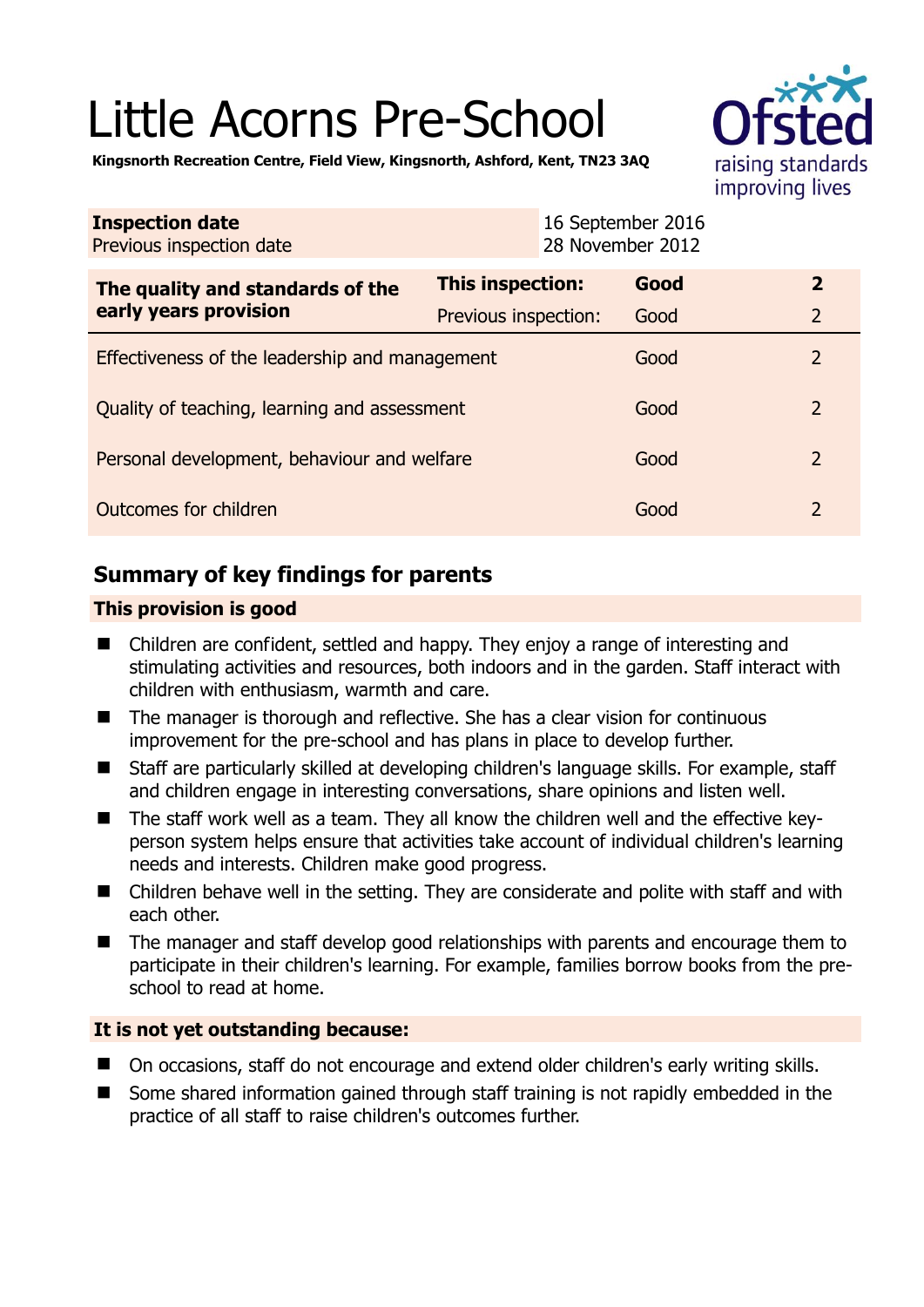# Little Acorns Pre-School

**Kingsnorth Recreation Centre, Field View, Kingsnorth, Ashford, Kent, TN23 3AQ**

| | |
|---|---|
| **Inspection date** | 16 September 2016 |
| Previous inspection date | 28 November 2012 |

| | | | |
|---|---|---|---|
| **The quality and standards of the early years provision** | **This inspection:** | **Good** | **2** |
| | Previous inspection: | Good | 2 |
| Effectiveness of the leadership and management | | Good | 2 |
| Quality of teaching, learning and assessment | | Good | 2 |
| Personal development, behaviour and welfare | | Good | 2 |
| Outcomes for children | | Good | 2 |

## Summary of key findings for parents

### This provision is good

- Children are confident, settled and happy. They enjoy a range of interesting and stimulating activities and resources, both indoors and in the garden. Staff interact with children with enthusiasm, warmth and care.
- The manager is thorough and reflective. She has a clear vision for continuous improvement for the pre-school and has plans in place to develop further.
- Staff are particularly skilled at developing children's language skills. For example, staff and children engage in interesting conversations, share opinions and listen well.
- The staff work well as a team. They all know the children well and the effective key-person system helps ensure that activities take account of individual children's learning needs and interests. Children make good progress.
- Children behave well in the setting. They are considerate and polite with staff and with each other.
- The manager and staff develop good relationships with parents and encourage them to participate in their children's learning. For example, families borrow books from the pre-school to read at home.

### It is not yet outstanding because:

- On occasions, staff do not encourage and extend older children's early writing skills.
- Some shared information gained through staff training is not rapidly embedded in the practice of all staff to raise children's outcomes further.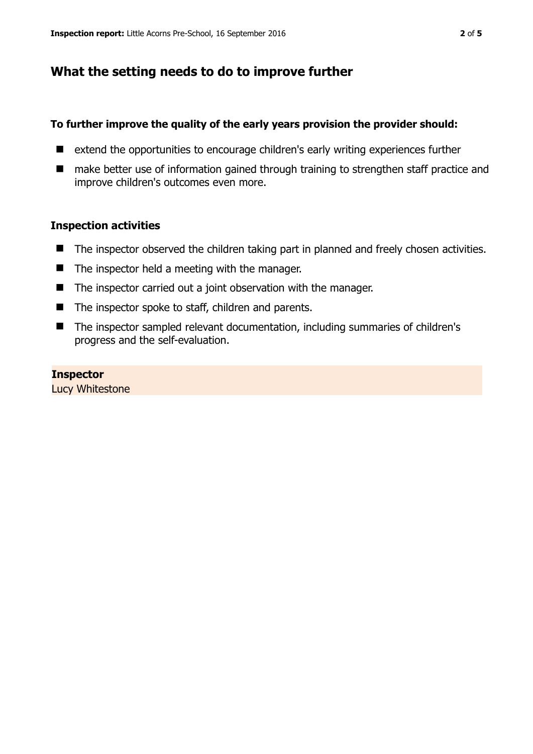## What the setting needs to do to improve further

**To further improve the quality of the early years provision the provider should:**

- extend the opportunities to encourage children's early writing experiences further
- make better use of information gained through training to strengthen staff practice and improve children's outcomes even more.

### Inspection activities

- The inspector observed the children taking part in planned and freely chosen activities.
- The inspector held a meeting with the manager.
- The inspector carried out a joint observation with the manager.
- The inspector spoke to staff, children and parents.
- The inspector sampled relevant documentation, including summaries of children's progress and the self-evaluation.

**Inspector**
Lucy Whitestone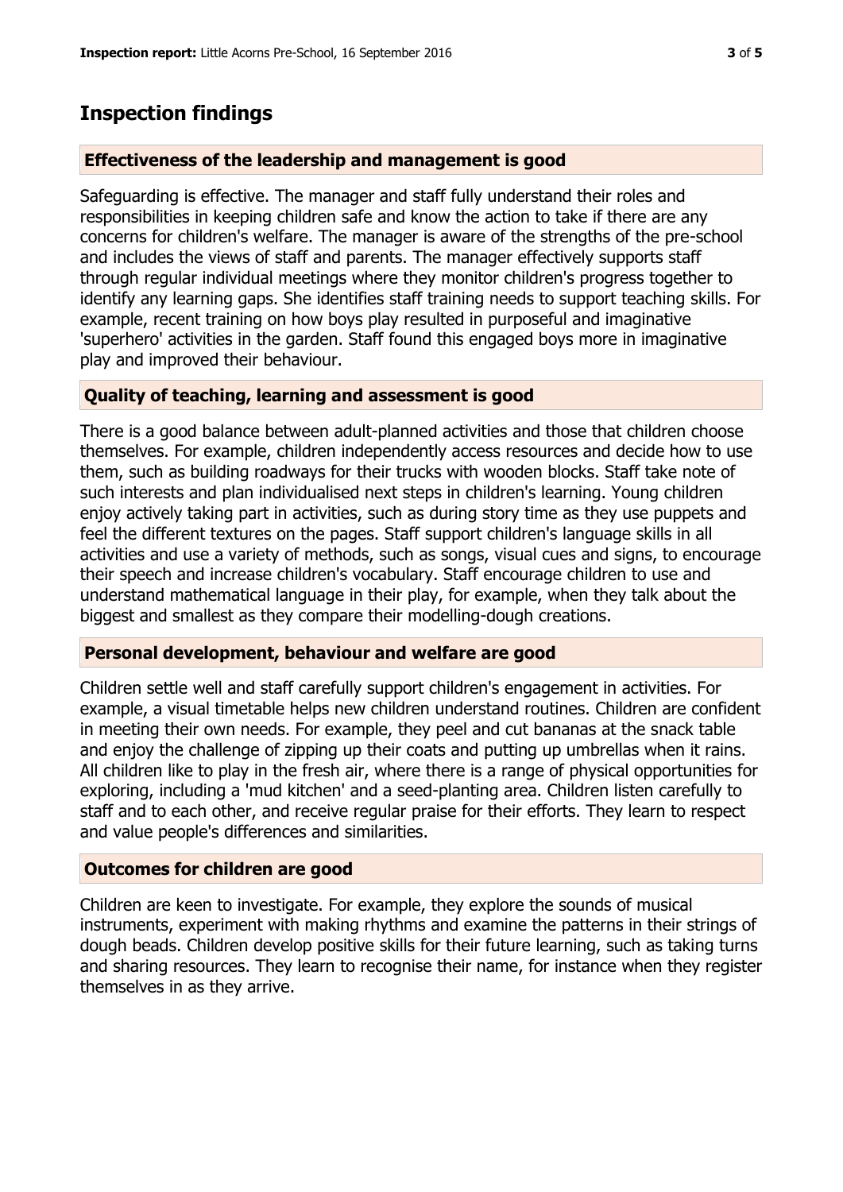# Inspection findings

## Effectiveness of the leadership and management is good

Safeguarding is effective. The manager and staff fully understand their roles and responsibilities in keeping children safe and know the action to take if there are any concerns for children's welfare. The manager is aware of the strengths of the pre-school and includes the views of staff and parents. The manager effectively supports staff through regular individual meetings where they monitor children's progress together to identify any learning gaps. She identifies staff training needs to support teaching skills. For example, recent training on how boys play resulted in purposeful and imaginative 'superhero' activities in the garden. Staff found this engaged boys more in imaginative play and improved their behaviour.

## Quality of teaching, learning and assessment is good

There is a good balance between adult-planned activities and those that children choose themselves. For example, children independently access resources and decide how to use them, such as building roadways for their trucks with wooden blocks. Staff take note of such interests and plan individualised next steps in children's learning. Young children enjoy actively taking part in activities, such as during story time as they use puppets and feel the different textures on the pages. Staff support children's language skills in all activities and use a variety of methods, such as songs, visual cues and signs, to encourage their speech and increase children's vocabulary. Staff encourage children to use and understand mathematical language in their play, for example, when they talk about the biggest and smallest as they compare their modelling-dough creations.

## Personal development, behaviour and welfare are good

Children settle well and staff carefully support children's engagement in activities. For example, a visual timetable helps new children understand routines. Children are confident in meeting their own needs. For example, they peel and cut bananas at the snack table and enjoy the challenge of zipping up their coats and putting up umbrellas when it rains. All children like to play in the fresh air, where there is a range of physical opportunities for exploring, including a 'mud kitchen' and a seed-planting area. Children listen carefully to staff and to each other, and receive regular praise for their efforts. They learn to respect and value people's differences and similarities.

## Outcomes for children are good

Children are keen to investigate. For example, they explore the sounds of musical instruments, experiment with making rhythms and examine the patterns in their strings of dough beads. Children develop positive skills for their future learning, such as taking turns and sharing resources. They learn to recognise their name, for instance when they register themselves in as they arrive.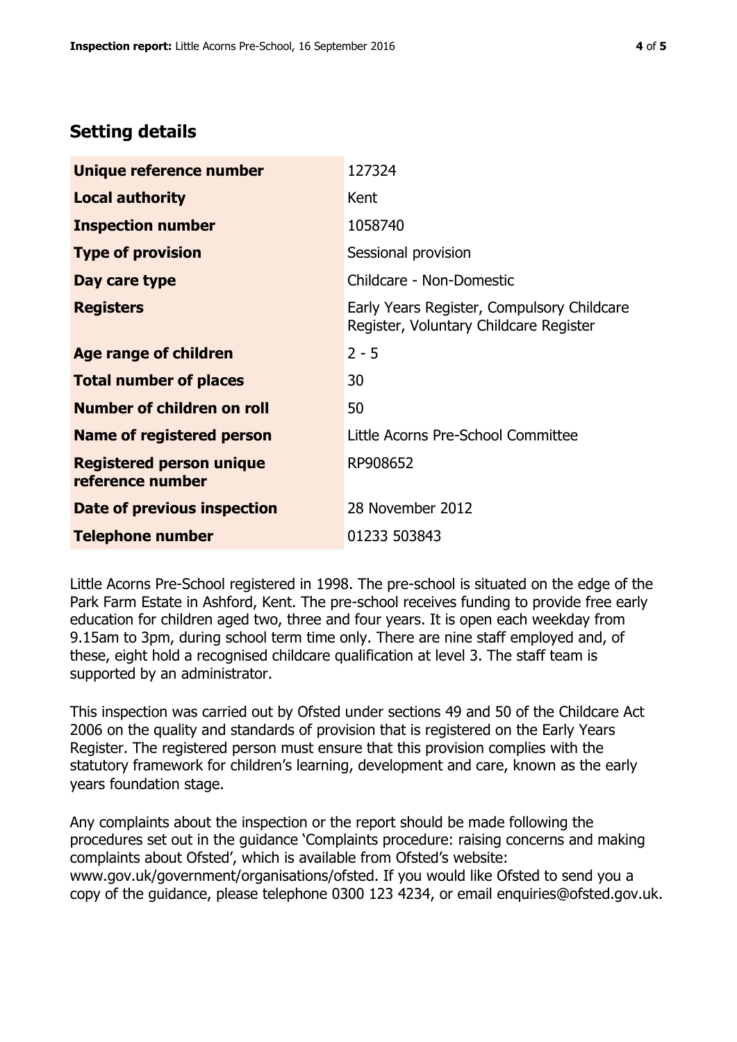## Setting details

| | |
|---|---|
| **Unique reference number** | 127324 |
| **Local authority** | Kent |
| **Inspection number** | 1058740 |
| **Type of provision** | Sessional provision |
| **Day care type** | Childcare - Non-Domestic |
| **Registers** | Early Years Register, Compulsory Childcare Register, Voluntary Childcare Register |
| **Age range of children** | 2 - 5 |
| **Total number of places** | 30 |
| **Number of children on roll** | 50 |
| **Name of registered person** | Little Acorns Pre-School Committee |
| **Registered person unique reference number** | RP908652 |
| **Date of previous inspection** | 28 November 2012 |
| **Telephone number** | 01233 503843 |

Little Acorns Pre-School registered in 1998. The pre-school is situated on the edge of the Park Farm Estate in Ashford, Kent. The pre-school receives funding to provide free early education for children aged two, three and four years. It is open each weekday from 9.15am to 3pm, during school term time only. There are nine staff employed and, of these, eight hold a recognised childcare qualification at level 3. The staff team is supported by an administrator.

This inspection was carried out by Ofsted under sections 49 and 50 of the Childcare Act 2006 on the quality and standards of provision that is registered on the Early Years Register. The registered person must ensure that this provision complies with the statutory framework for children's learning, development and care, known as the early years foundation stage.

Any complaints about the inspection or the report should be made following the procedures set out in the guidance 'Complaints procedure: raising concerns and making complaints about Ofsted', which is available from Ofsted's website: www.gov.uk/government/organisations/ofsted. If you would like Ofsted to send you a copy of the guidance, please telephone 0300 123 4234, or email enquiries@ofsted.gov.uk.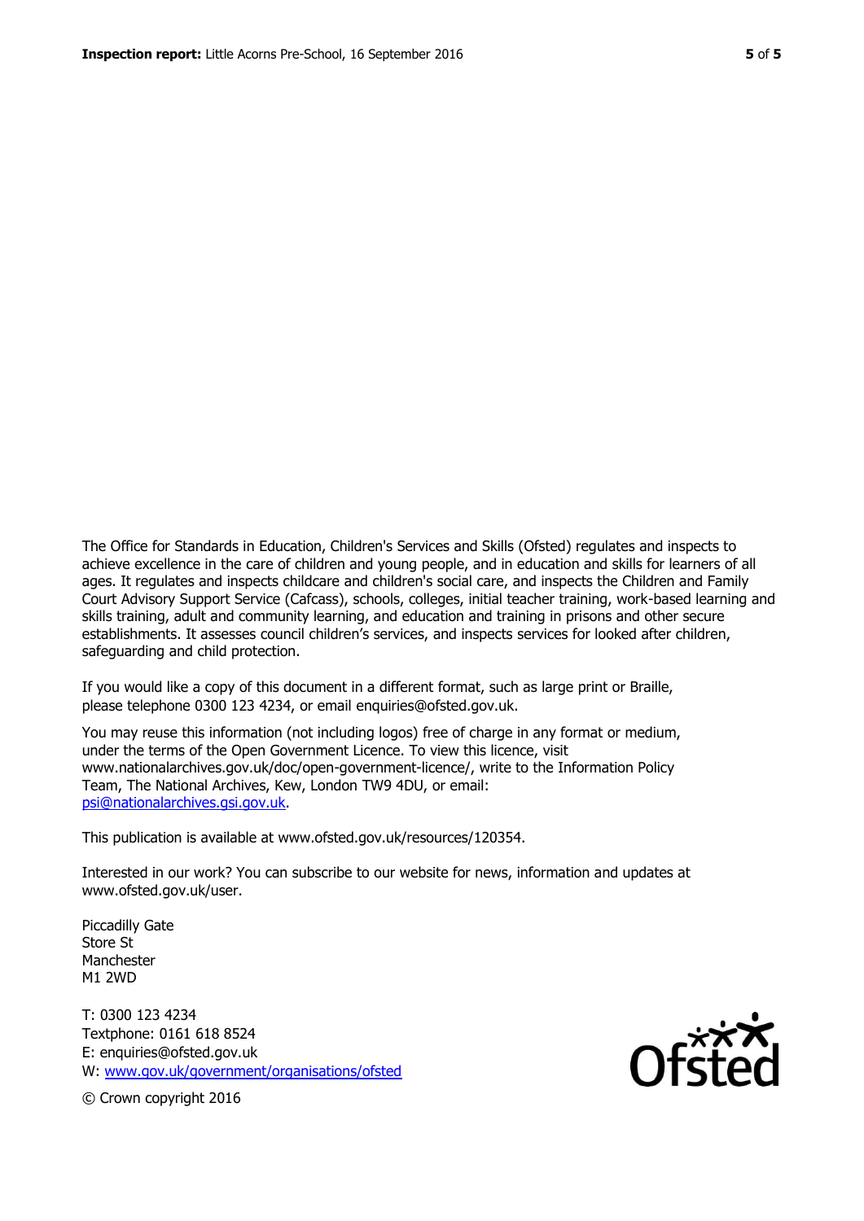The Office for Standards in Education, Children's Services and Skills (Ofsted) regulates and inspects to achieve excellence in the care of children and young people, and in education and skills for learners of all ages. It regulates and inspects childcare and children's social care, and inspects the Children and Family Court Advisory Support Service (Cafcass), schools, colleges, initial teacher training, work-based learning and skills training, adult and community learning, and education and training in prisons and other secure establishments. It assesses council children's services, and inspects services for looked after children, safeguarding and child protection.

If you would like a copy of this document in a different format, such as large print or Braille, please telephone 0300 123 4234, or email enquiries@ofsted.gov.uk.

You may reuse this information (not including logos) free of charge in any format or medium, under the terms of the Open Government Licence. To view this licence, visit www.nationalarchives.gov.uk/doc/open-government-licence/, write to the Information Policy Team, The National Archives, Kew, London TW9 4DU, or email: psi@nationalarchives.gsi.gov.uk.

This publication is available at www.ofsted.gov.uk/resources/120354.

Interested in our work? You can subscribe to our website for news, information and updates at www.ofsted.gov.uk/user.

Piccadilly Gate
Store St
Manchester
M1 2WD

T: 0300 123 4234
Textphone: 0161 618 8524
E: enquiries@ofsted.gov.uk
W: www.gov.uk/government/organisations/ofsted

© Crown copyright 2016